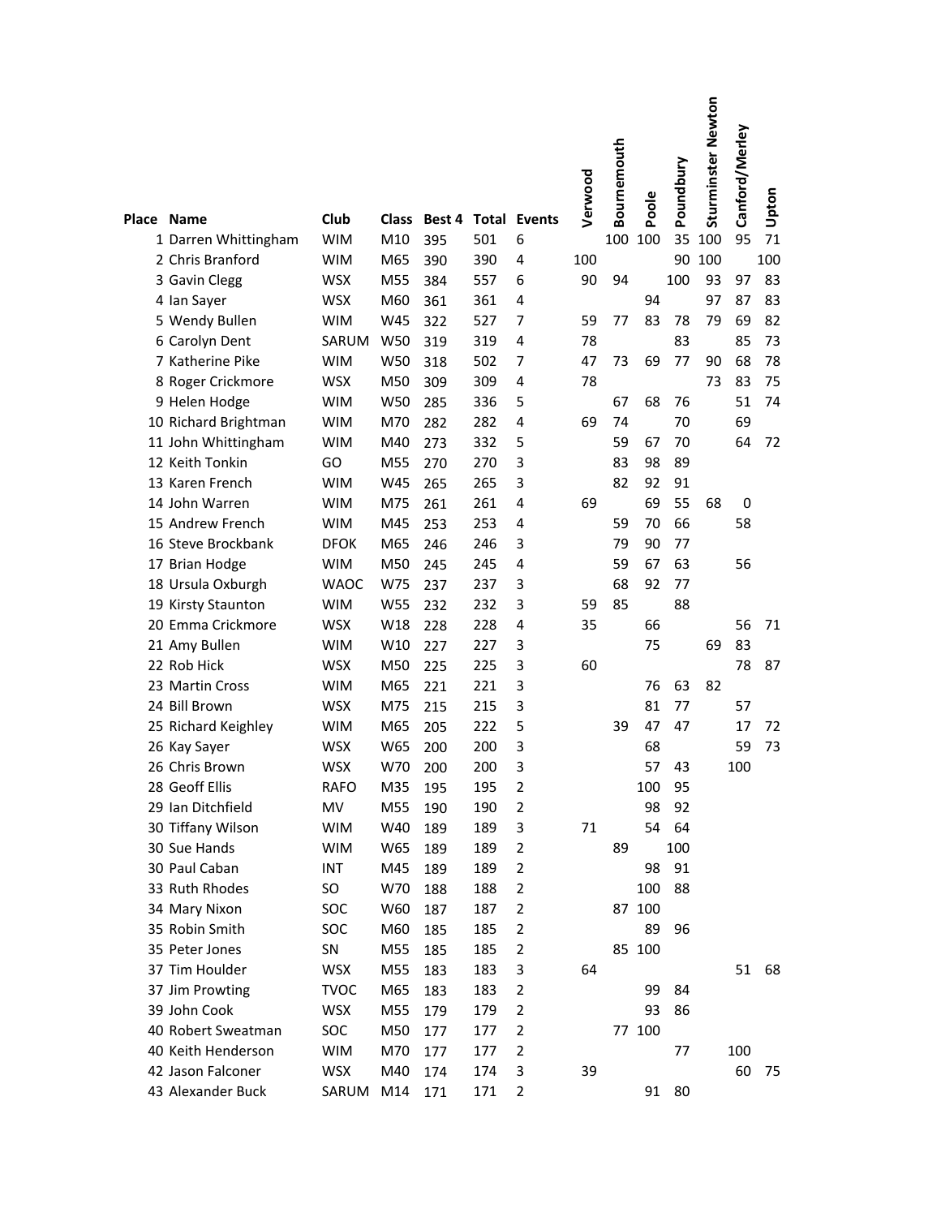| Place | Name | Club | Class | Best 4 | Total | Events | Verwood | Bournemouth | Poole | Poundbury | Sturminster Newton | Canford/Merley | Upton |
|---|---|---|---|---|---|---|---|---|---|---|---|---|---|
| 1 | Darren Whittingham | WIM | M10 | 395 | 501 | 6 | | 100 | 100 | 35 | 100 | 95 | 71 |
| 2 | Chris Branford | WIM | M65 | 390 | 390 | 4 | 100 | | | 90 | 100 | | 100 |
| 3 | Gavin Clegg | WSX | M55 | 384 | 557 | 6 | 90 | 94 | | 100 | 93 | 97 | 83 |
| 4 | Ian Sayer | WSX | M60 | 361 | 361 | 4 | | | 94 | | 97 | 87 | 83 |
| 5 | Wendy Bullen | WIM | W45 | 322 | 527 | 7 | 59 | 77 | 83 | 78 | 79 | 69 | 82 |
| 6 | Carolyn Dent | SARUM | W50 | 319 | 319 | 4 | 78 | | | 83 | | 85 | 73 |
| 7 | Katherine Pike | WIM | W50 | 318 | 502 | 7 | 47 | 73 | 69 | 77 | 90 | 68 | 78 |
| 8 | Roger Crickmore | WSX | M50 | 309 | 309 | 4 | 78 | | | | 73 | 83 | 75 |
| 9 | Helen Hodge | WIM | W50 | 285 | 336 | 5 | | 67 | 68 | 76 | | 51 | 74 |
| 10 | Richard Brightman | WIM | M70 | 282 | 282 | 4 | 69 | 74 | | 70 | | 69 | |
| 11 | John Whittingham | WIM | M40 | 273 | 332 | 5 | | 59 | 67 | 70 | | 64 | 72 |
| 12 | Keith Tonkin | GO | M55 | 270 | 270 | 3 | | 83 | 98 | 89 | | | |
| 13 | Karen French | WIM | W45 | 265 | 265 | 3 | | 82 | 92 | 91 | | | |
| 14 | John Warren | WIM | M75 | 261 | 261 | 4 | 69 | | 69 | 55 | 68 | 0 | |
| 15 | Andrew French | WIM | M45 | 253 | 253 | 4 | | 59 | 70 | 66 | | 58 | |
| 16 | Steve Brockbank | DFOK | M65 | 246 | 246 | 3 | | 79 | 90 | 77 | | | |
| 17 | Brian Hodge | WIM | M50 | 245 | 245 | 4 | | 59 | 67 | 63 | | 56 | |
| 18 | Ursula Oxburgh | WAOC | W75 | 237 | 237 | 3 | | 68 | 92 | 77 | | | |
| 19 | Kirsty Staunton | WIM | W55 | 232 | 232 | 3 | 59 | 85 | | 88 | | | |
| 20 | Emma Crickmore | WSX | W18 | 228 | 228 | 4 | 35 | | 66 | | | 56 | 71 |
| 21 | Amy Bullen | WIM | W10 | 227 | 227 | 3 | | | 75 | | 69 | 83 | |
| 22 | Rob Hick | WSX | M50 | 225 | 225 | 3 | 60 | | | | | 78 | 87 |
| 23 | Martin Cross | WIM | M65 | 221 | 221 | 3 | | | 76 | 63 | 82 | | |
| 24 | Bill Brown | WSX | M75 | 215 | 215 | 3 | | | 81 | 77 | | 57 | |
| 25 | Richard Keighley | WIM | M65 | 205 | 222 | 5 | | 39 | 47 | 47 | | 17 | 72 |
| 26 | Kay Sayer | WSX | W65 | 200 | 200 | 3 | | | 68 | | | 59 | 73 |
| 26 | Chris Brown | WSX | W70 | 200 | 200 | 3 | | | 57 | 43 | | 100 | |
| 28 | Geoff Ellis | RAFO | M35 | 195 | 195 | 2 | | | 100 | 95 | | | |
| 29 | Ian Ditchfield | MV | M55 | 190 | 190 | 2 | | | 98 | 92 | | | |
| 30 | Tiffany Wilson | WIM | W40 | 189 | 189 | 3 | 71 | | 54 | 64 | | | |
| 30 | Sue Hands | WIM | W65 | 189 | 189 | 2 | | 89 | | 100 | | | |
| 30 | Paul Caban | INT | M45 | 189 | 189 | 2 | | | 98 | 91 | | | |
| 33 | Ruth Rhodes | SO | W70 | 188 | 188 | 2 | | | 100 | 88 | | | |
| 34 | Mary Nixon | SOC | W60 | 187 | 187 | 2 | | 87 | 100 | | | | |
| 35 | Robin Smith | SOC | M60 | 185 | 185 | 2 | | | 89 | 96 | | | |
| 35 | Peter Jones | SN | M55 | 185 | 185 | 2 | | 85 | 100 | | | | |
| 37 | Tim Houlder | WSX | M55 | 183 | 183 | 3 | 64 | | | | | 51 | 68 |
| 37 | Jim Prowting | TVOC | M65 | 183 | 183 | 2 | | | 99 | 84 | | | |
| 39 | John Cook | WSX | M55 | 179 | 179 | 2 | | | 93 | 86 | | | |
| 40 | Robert Sweatman | SOC | M50 | 177 | 177 | 2 | | 77 | 100 | | | | |
| 40 | Keith Henderson | WIM | M70 | 177 | 177 | 2 | | | | 77 | | 100 | |
| 42 | Jason Falconer | WSX | M40 | 174 | 174 | 3 | 39 | | | | | 60 | 75 |
| 43 | Alexander Buck | SARUM | M14 | 171 | 171 | 2 | | | 91 | 80 | | | |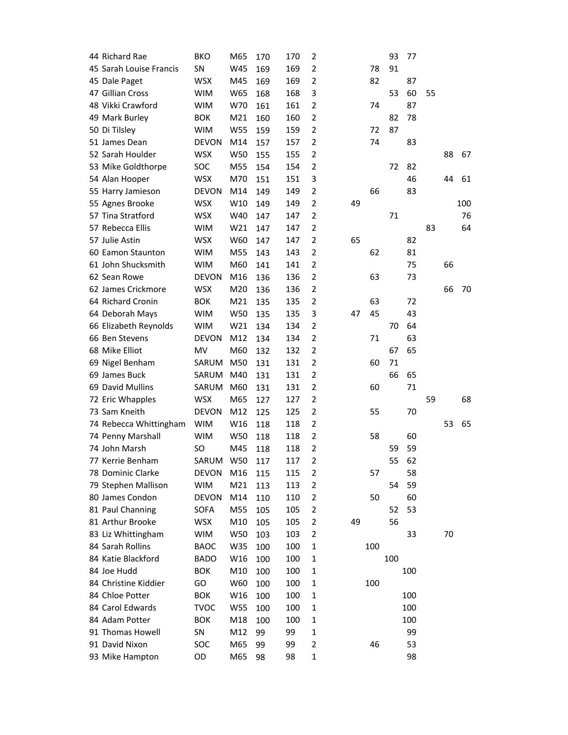| | | | | | | | | | | | | | |
|---|---|---|---|---|---|---|---|---|---|---|---|---|---|
| 44 | Richard Rae | BKO | M65 | 170 | 170 | 2 | | | 93 | 77 | | | |
| 45 | Sarah Louise Francis | SN | W45 | 169 | 169 | 2 | | 78 | 91 | | | | |
| 45 | Dale Paget | WSX | M45 | 169 | 169 | 2 | | 82 | | 87 | | | |
| 47 | Gillian Cross | WIM | W65 | 168 | 168 | 3 | | | 53 | 60 | 55 | | |
| 48 | Vikki Crawford | WIM | W70 | 161 | 161 | 2 | | 74 | | 87 | | | |
| 49 | Mark Burley | BOK | M21 | 160 | 160 | 2 | | | 82 | 78 | | | |
| 50 | Di Tilsley | WIM | W55 | 159 | 159 | 2 | | 72 | 87 | | | | |
| 51 | James Dean | DEVON | M14 | 157 | 157 | 2 | | 74 | | 83 | | | |
| 52 | Sarah Houlder | WSX | W50 | 155 | 155 | 2 | | | | | | 88 | 67 |
| 53 | Mike Goldthorpe | SOC | M55 | 154 | 154 | 2 | | | 72 | 82 | | | |
| 54 | Alan Hooper | WSX | M70 | 151 | 151 | 3 | | | | 46 | | 44 | 61 |
| 55 | Harry Jamieson | DEVON | M14 | 149 | 149 | 2 | | 66 | | 83 | | | |
| 55 | Agnes Brooke | WSX | W10 | 149 | 149 | 2 | 49 | | | | | | 100 |
| 57 | Tina Stratford | WSX | W40 | 147 | 147 | 2 | | | 71 | | | | 76 |
| 57 | Rebecca Ellis | WIM | W21 | 147 | 147 | 2 | | | | | 83 | | 64 |
| 57 | Julie Astin | WSX | W60 | 147 | 147 | 2 | 65 | | | 82 | | | |
| 60 | Eamon Staunton | WIM | M55 | 143 | 143 | 2 | | 62 | | 81 | | | |
| 61 | John Shucksmith | WIM | M60 | 141 | 141 | 2 | | | | 75 | | 66 | |
| 62 | Sean Rowe | DEVON | M16 | 136 | 136 | 2 | | 63 | | 73 | | | |
| 62 | James Crickmore | WSX | M20 | 136 | 136 | 2 | | | | | | 66 | 70 |
| 64 | Richard Cronin | BOK | M21 | 135 | 135 | 2 | | 63 | | 72 | | | |
| 64 | Deborah Mays | WIM | W50 | 135 | 135 | 3 | 47 | 45 | | 43 | | | |
| 66 | Elizabeth Reynolds | WIM | W21 | 134 | 134 | 2 | | | 70 | 64 | | | |
| 66 | Ben Stevens | DEVON | M12 | 134 | 134 | 2 | | 71 | | 63 | | | |
| 68 | Mike Elliot | MV | M60 | 132 | 132 | 2 | | | 67 | 65 | | | |
| 69 | Nigel Benham | SARUM | M50 | 131 | 131 | 2 | | 60 | 71 | | | | |
| 69 | James Buck | SARUM | M40 | 131 | 131 | 2 | | | 66 | 65 | | | |
| 69 | David Mullins | SARUM | M60 | 131 | 131 | 2 | | 60 | | 71 | | | |
| 72 | Eric Whapples | WSX | M65 | 127 | 127 | 2 | | | | | 59 | | 68 |
| 73 | Sam Kneith | DEVON | M12 | 125 | 125 | 2 | | 55 | | 70 | | | |
| 74 | Rebecca Whittingham | WIM | W16 | 118 | 118 | 2 | | | | | | 53 | 65 |
| 74 | Penny Marshall | WIM | W50 | 118 | 118 | 2 | | 58 | | 60 | | | |
| 74 | John Marsh | SO | M45 | 118 | 118 | 2 | | | 59 | 59 | | | |
| 77 | Kerrie Benham | SARUM | W50 | 117 | 117 | 2 | | | 55 | 62 | | | |
| 78 | Dominic Clarke | DEVON | M16 | 115 | 115 | 2 | | 57 | | 58 | | | |
| 79 | Stephen Mallison | WIM | M21 | 113 | 113 | 2 | | | 54 | 59 | | | |
| 80 | James Condon | DEVON | M14 | 110 | 110 | 2 | | 50 | | 60 | | | |
| 81 | Paul Channing | SOFA | M55 | 105 | 105 | 2 | | | 52 | 53 | | | |
| 81 | Arthur Brooke | WSX | M10 | 105 | 105 | 2 | 49 | | 56 | | | | |
| 83 | Liz Whittingham | WIM | W50 | 103 | 103 | 2 | | | | 33 | | 70 | |
| 84 | Sarah Rollins | BAOC | W35 | 100 | 100 | 1 | | 100 | | | | | |
| 84 | Katie Blackford | BADO | W16 | 100 | 100 | 1 | | | 100 | | | | |
| 84 | Joe Hudd | BOK | M10 | 100 | 100 | 1 | | | | 100 | | | |
| 84 | Christine Kiddier | GO | W60 | 100 | 100 | 1 | | 100 | | | | | |
| 84 | Chloe Potter | BOK | W16 | 100 | 100 | 1 | | | | 100 | | | |
| 84 | Carol Edwards | TVOC | W55 | 100 | 100 | 1 | | | | 100 | | | |
| 84 | Adam Potter | BOK | M18 | 100 | 100 | 1 | | | | 100 | | | |
| 91 | Thomas Howell | SN | M12 | 99 | 99 | 1 | | | | 99 | | | |
| 91 | David Nixon | SOC | M65 | 99 | 99 | 2 | | 46 | | 53 | | | |
| 93 | Mike Hampton | OD | M65 | 98 | 98 | 1 | | | | 98 | | | |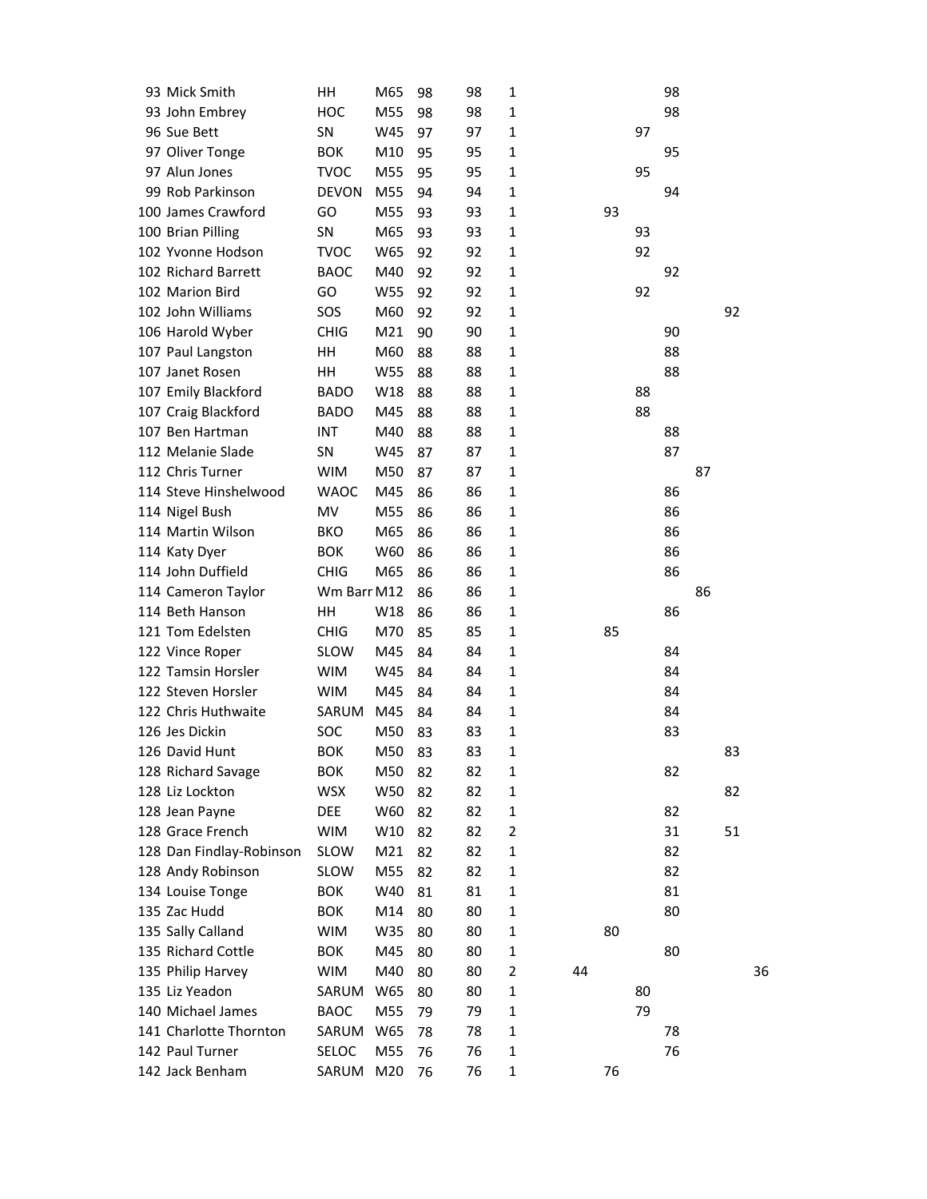| Pos | Name | Club | Class | | | | | | | | | | |
|---|---|---|---|---|---|---|---|---|---|---|---|---|---|
| 93 | Mick Smith | HH | M65 | 98 | 98 | 1 | | | | 98 | | | |
| 93 | John Embrey | HOC | M55 | 98 | 98 | 1 | | | | 98 | | | |
| 96 | Sue Bett | SN | W45 | 97 | 97 | 1 | | | 97 | | | | |
| 97 | Oliver Tonge | BOK | M10 | 95 | 95 | 1 | | | | 95 | | | |
| 97 | Alun Jones | TVOC | M55 | 95 | 95 | 1 | | | 95 | | | | |
| 99 | Rob Parkinson | DEVON | M55 | 94 | 94 | 1 | | | | 94 | | | |
| 100 | James Crawford | GO | M55 | 93 | 93 | 1 | | 93 | | | | | |
| 100 | Brian Pilling | SN | M65 | 93 | 93 | 1 | | | 93 | | | | |
| 102 | Yvonne Hodson | TVOC | W65 | 92 | 92 | 1 | | | 92 | | | | |
| 102 | Richard Barrett | BAOC | M40 | 92 | 92 | 1 | | | | 92 | | | |
| 102 | Marion Bird | GO | W55 | 92 | 92 | 1 | | | 92 | | | | |
| 102 | John Williams | SOS | M60 | 92 | 92 | 1 | | | | | | 92 | |
| 106 | Harold Wyber | CHIG | M21 | 90 | 90 | 1 | | | | 90 | | | |
| 107 | Paul Langston | HH | M60 | 88 | 88 | 1 | | | | 88 | | | |
| 107 | Janet Rosen | HH | W55 | 88 | 88 | 1 | | | | 88 | | | |
| 107 | Emily Blackford | BADO | W18 | 88 | 88 | 1 | | | 88 | | | | |
| 107 | Craig Blackford | BADO | M45 | 88 | 88 | 1 | | | 88 | | | | |
| 107 | Ben Hartman | INT | M40 | 88 | 88 | 1 | | | | 88 | | | |
| 112 | Melanie Slade | SN | W45 | 87 | 87 | 1 | | | | 87 | | | |
| 112 | Chris Turner | WIM | M50 | 87 | 87 | 1 | | | | | 87 | | |
| 114 | Steve Hinshelwood | WAOC | M45 | 86 | 86 | 1 | | | | 86 | | | |
| 114 | Nigel Bush | MV | M55 | 86 | 86 | 1 | | | | 86 | | | |
| 114 | Martin Wilson | BKO | M65 | 86 | 86 | 1 | | | | 86 | | | |
| 114 | Katy Dyer | BOK | W60 | 86 | 86 | 1 | | | | 86 | | | |
| 114 | John Duffield | CHIG | M65 | 86 | 86 | 1 | | | | 86 | | | |
| 114 | Cameron Taylor | Wm Barr | M12 | 86 | 86 | 1 | | | | | 86 | | |
| 114 | Beth Hanson | HH | W18 | 86 | 86 | 1 | | | | 86 | | | |
| 121 | Tom Edelsten | CHIG | M70 | 85 | 85 | 1 | | 85 | | | | | |
| 122 | Vince Roper | SLOW | M45 | 84 | 84 | 1 | | | | 84 | | | |
| 122 | Tamsin Horsler | WIM | W45 | 84 | 84 | 1 | | | | 84 | | | |
| 122 | Steven Horsler | WIM | M45 | 84 | 84 | 1 | | | | 84 | | | |
| 122 | Chris Huthwaite | SARUM | M45 | 84 | 84 | 1 | | | | 84 | | | |
| 126 | Jes Dickin | SOC | M50 | 83 | 83 | 1 | | | | 83 | | | |
| 126 | David Hunt | BOK | M50 | 83 | 83 | 1 | | | | | | 83 | |
| 128 | Richard Savage | BOK | M50 | 82 | 82 | 1 | | | | 82 | | | |
| 128 | Liz Lockton | WSX | W50 | 82 | 82 | 1 | | | | | | 82 | |
| 128 | Jean Payne | DEE | W60 | 82 | 82 | 1 | | | | 82 | | | |
| 128 | Grace French | WIM | W10 | 82 | 82 | 2 | | | | 31 | | 51 | |
| 128 | Dan Findlay-Robinson | SLOW | M21 | 82 | 82 | 1 | | | | 82 | | | |
| 128 | Andy Robinson | SLOW | M55 | 82 | 82 | 1 | | | | 82 | | | |
| 134 | Louise Tonge | BOK | W40 | 81 | 81 | 1 | | | | 81 | | | |
| 135 | Zac Hudd | BOK | M14 | 80 | 80 | 1 | | | | 80 | | | |
| 135 | Sally Calland | WIM | W35 | 80 | 80 | 1 | | 80 | | | | | |
| 135 | Richard Cottle | BOK | M45 | 80 | 80 | 1 | | | | 80 | | | |
| 135 | Philip Harvey | WIM | M40 | 80 | 80 | 2 | 44 | | | | | | 36 |
| 135 | Liz Yeadon | SARUM | W65 | 80 | 80 | 1 | | | 80 | | | | |
| 140 | Michael James | BAOC | M55 | 79 | 79 | 1 | | | 79 | | | | |
| 141 | Charlotte Thornton | SARUM | W65 | 78 | 78 | 1 | | | | 78 | | | |
| 142 | Paul Turner | SELOC | M55 | 76 | 76 | 1 | | | | 76 | | | |
| 142 | Jack Benham | SARUM | M20 | 76 | 76 | 1 | | 76 | | | | | |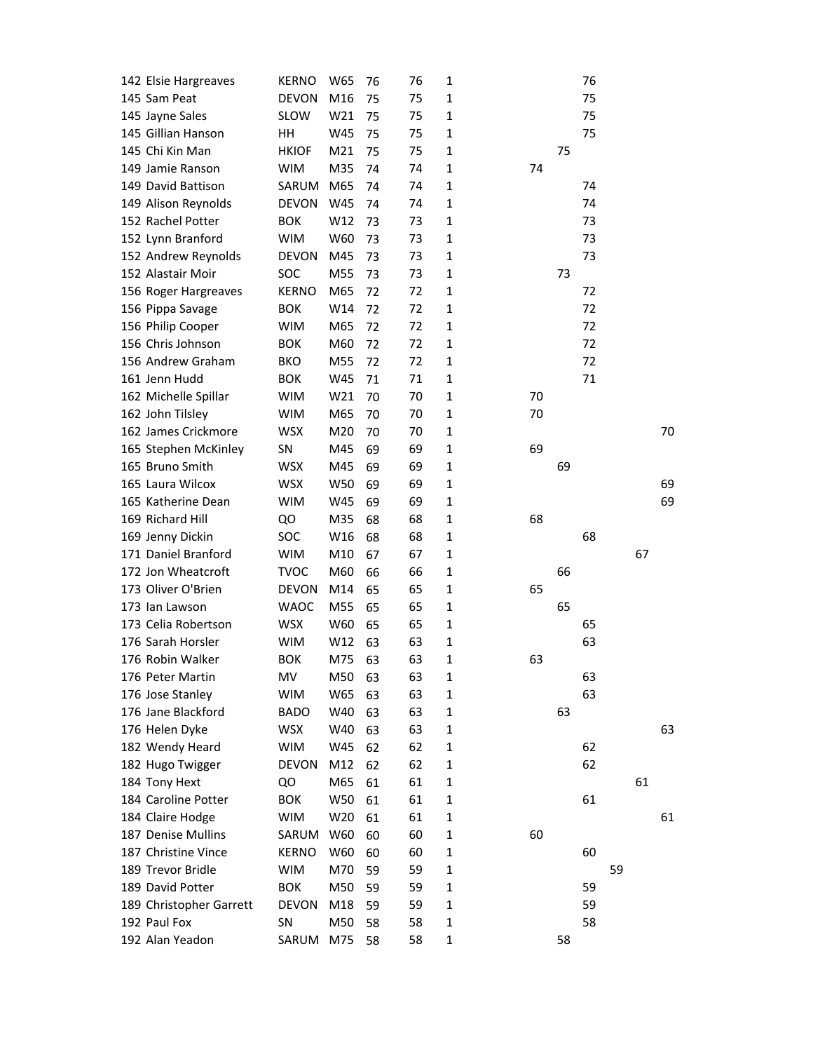| | | | | | | | | | | | | |
|---|---|---|---|---|---|---|---|---|---|---|---|---|
| 142 | Elsie Hargreaves | KERNO | W65 | 76 | 76 | 1 | | | 76 | | | |
| 145 | Sam Peat | DEVON | M16 | 75 | 75 | 1 | | | 75 | | | |
| 145 | Jayne Sales | SLOW | W21 | 75 | 75 | 1 | | | 75 | | | |
| 145 | Gillian Hanson | HH | W45 | 75 | 75 | 1 | | | 75 | | | |
| 145 | Chi Kin Man | HKIOF | M21 | 75 | 75 | 1 | | 75 | | | | |
| 149 | Jamie Ranson | WIM | M35 | 74 | 74 | 1 | 74 | | | | | |
| 149 | David Battison | SARUM | M65 | 74 | 74 | 1 | | | 74 | | | |
| 149 | Alison Reynolds | DEVON | W45 | 74 | 74 | 1 | | | 74 | | | |
| 152 | Rachel Potter | BOK | W12 | 73 | 73 | 1 | | | 73 | | | |
| 152 | Lynn Branford | WIM | W60 | 73 | 73 | 1 | | | 73 | | | |
| 152 | Andrew Reynolds | DEVON | M45 | 73 | 73 | 1 | | | 73 | | | |
| 152 | Alastair Moir | SOC | M55 | 73 | 73 | 1 | | 73 | | | | |
| 156 | Roger Hargreaves | KERNO | M65 | 72 | 72 | 1 | | | 72 | | | |
| 156 | Pippa Savage | BOK | W14 | 72 | 72 | 1 | | | 72 | | | |
| 156 | Philip Cooper | WIM | M65 | 72 | 72 | 1 | | | 72 | | | |
| 156 | Chris Johnson | BOK | M60 | 72 | 72 | 1 | | | 72 | | | |
| 156 | Andrew Graham | BKO | M55 | 72 | 72 | 1 | | | 72 | | | |
| 161 | Jenn Hudd | BOK | W45 | 71 | 71 | 1 | | | 71 | | | |
| 162 | Michelle Spillar | WIM | W21 | 70 | 70 | 1 | 70 | | | | | |
| 162 | John Tilsley | WIM | M65 | 70 | 70 | 1 | 70 | | | | | |
| 162 | James Crickmore | WSX | M20 | 70 | 70 | 1 | | | | | | 70 |
| 165 | Stephen McKinley | SN | M45 | 69 | 69 | 1 | 69 | | | | | |
| 165 | Bruno Smith | WSX | M45 | 69 | 69 | 1 | | 69 | | | | |
| 165 | Laura Wilcox | WSX | W50 | 69 | 69 | 1 | | | | | | 69 |
| 165 | Katherine Dean | WIM | W45 | 69 | 69 | 1 | | | | | | 69 |
| 169 | Richard Hill | QO | M35 | 68 | 68 | 1 | 68 | | | | | |
| 169 | Jenny Dickin | SOC | W16 | 68 | 68 | 1 | | | 68 | | | |
| 171 | Daniel Branford | WIM | M10 | 67 | 67 | 1 | | | | | 67 | |
| 172 | Jon Wheatcroft | TVOC | M60 | 66 | 66 | 1 | | 66 | | | | |
| 173 | Oliver O'Brien | DEVON | M14 | 65 | 65 | 1 | 65 | | | | | |
| 173 | Ian Lawson | WAOC | M55 | 65 | 65 | 1 | | 65 | | | | |
| 173 | Celia Robertson | WSX | W60 | 65 | 65 | 1 | | | 65 | | | |
| 176 | Sarah Horsler | WIM | W12 | 63 | 63 | 1 | | | 63 | | | |
| 176 | Robin Walker | BOK | M75 | 63 | 63 | 1 | 63 | | | | | |
| 176 | Peter Martin | MV | M50 | 63 | 63 | 1 | | | 63 | | | |
| 176 | Jose Stanley | WIM | W65 | 63 | 63 | 1 | | | 63 | | | |
| 176 | Jane Blackford | BADO | W40 | 63 | 63 | 1 | | 63 | | | | |
| 176 | Helen Dyke | WSX | W40 | 63 | 63 | 1 | | | | | | 63 |
| 182 | Wendy Heard | WIM | W45 | 62 | 62 | 1 | | | 62 | | | |
| 182 | Hugo Twigger | DEVON | M12 | 62 | 62 | 1 | | | 62 | | | |
| 184 | Tony Hext | QO | M65 | 61 | 61 | 1 | | | | | 61 | |
| 184 | Caroline Potter | BOK | W50 | 61 | 61 | 1 | | | 61 | | | |
| 184 | Claire Hodge | WIM | W20 | 61 | 61 | 1 | | | | | | 61 |
| 187 | Denise Mullins | SARUM | W60 | 60 | 60 | 1 | 60 | | | | | |
| 187 | Christine Vince | KERNO | W60 | 60 | 60 | 1 | | | 60 | | | |
| 189 | Trevor Bridle | WIM | M70 | 59 | 59 | 1 | | | | 59 | | |
| 189 | David Potter | BOK | M50 | 59 | 59 | 1 | | | 59 | | | |
| 189 | Christopher Garrett | DEVON | M18 | 59 | 59 | 1 | | | 59 | | | |
| 192 | Paul Fox | SN | M50 | 58 | 58 | 1 | | | 58 | | | |
| 192 | Alan Yeadon | SARUM | M75 | 58 | 58 | 1 | | 58 | | | | |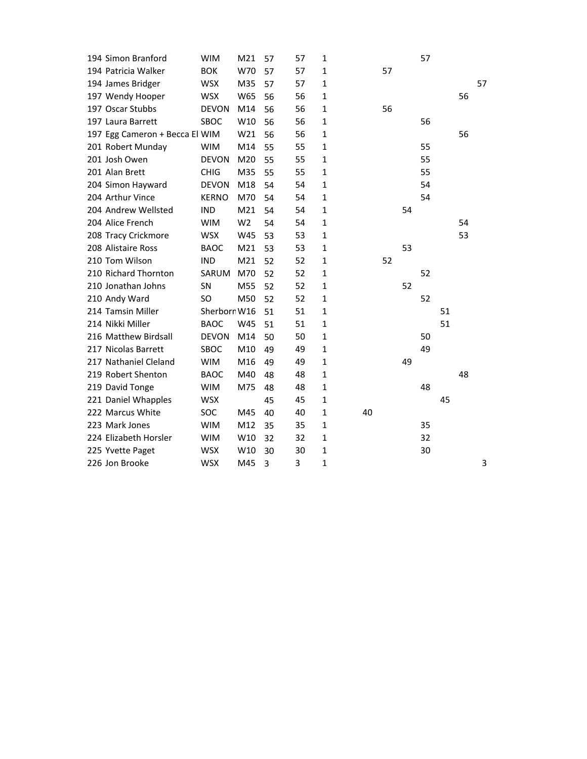| | | | | | | | | | | | | | |
|---|---|---|---|---|---|---|---|---|---|---|---|---|---|
| 194 | Simon Branford | WIM | M21 | 57 | 57 | 1 | | | | 57 | | | |
| 194 | Patricia Walker | BOK | W70 | 57 | 57 | 1 | | 57 | | | | | |
| 194 | James Bridger | WSX | M35 | 57 | 57 | 1 | | | | | | | 57 |
| 197 | Wendy Hooper | WSX | W65 | 56 | 56 | 1 | | | | | | 56 | |
| 197 | Oscar Stubbs | DEVON | M14 | 56 | 56 | 1 | | 56 | | | | | |
| 197 | Laura Barrett | SBOC | W10 | 56 | 56 | 1 | | | | 56 | | | |
| 197 | Egg Cameron + Becca El | WIM | W21 | 56 | 56 | 1 | | | | | | 56 | |
| 201 | Robert Munday | WIM | M14 | 55 | 55 | 1 | | | | 55 | | | |
| 201 | Josh Owen | DEVON | M20 | 55 | 55 | 1 | | | | 55 | | | |
| 201 | Alan Brett | CHIG | M35 | 55 | 55 | 1 | | | | 55 | | | |
| 204 | Simon Hayward | DEVON | M18 | 54 | 54 | 1 | | | | 54 | | | |
| 204 | Arthur Vince | KERNO | M70 | 54 | 54 | 1 | | | | 54 | | | |
| 204 | Andrew Wellsted | IND | M21 | 54 | 54 | 1 | | | 54 | | | | |
| 204 | Alice French | WIM | W2 | 54 | 54 | 1 | | | | | | 54 | |
| 208 | Tracy Crickmore | WSX | W45 | 53 | 53 | 1 | | | | | | 53 | |
| 208 | Alistaire Ross | BAOC | M21 | 53 | 53 | 1 | | | 53 | | | | |
| 210 | Tom Wilson | IND | M21 | 52 | 52 | 1 | | 52 | | | | | |
| 210 | Richard Thornton | SARUM | M70 | 52 | 52 | 1 | | | | 52 | | | |
| 210 | Jonathan Johns | SN | M55 | 52 | 52 | 1 | | | 52 | | | | |
| 210 | Andy Ward | SO | M50 | 52 | 52 | 1 | | | | 52 | | | |
| 214 | Tamsin Miller | Sherborn | W16 | 51 | 51 | 1 | | | | | 51 | | |
| 214 | Nikki Miller | BAOC | W45 | 51 | 51 | 1 | | | | | 51 | | |
| 216 | Matthew Birdsall | DEVON | M14 | 50 | 50 | 1 | | | | 50 | | | |
| 217 | Nicolas Barrett | SBOC | M10 | 49 | 49 | 1 | | | | 49 | | | |
| 217 | Nathaniel Cleland | WIM | M16 | 49 | 49 | 1 | | | 49 | | | | |
| 219 | Robert Shenton | BAOC | M40 | 48 | 48 | 1 | | | | | | 48 | |
| 219 | David Tonge | WIM | M75 | 48 | 48 | 1 | | | | 48 | | | |
| 221 | Daniel Whapples | WSX | | 45 | 45 | 1 | | | | | 45 | | |
| 222 | Marcus White | SOC | M45 | 40 | 40 | 1 | 40 | | | | | | |
| 223 | Mark Jones | WIM | M12 | 35 | 35 | 1 | | | | 35 | | | |
| 224 | Elizabeth Horsler | WIM | W10 | 32 | 32 | 1 | | | | 32 | | | |
| 225 | Yvette Paget | WSX | W10 | 30 | 30 | 1 | | | | 30 | | | |
| 226 | Jon Brooke | WSX | M45 | 3 | 3 | 1 | | | | | | | 3 |